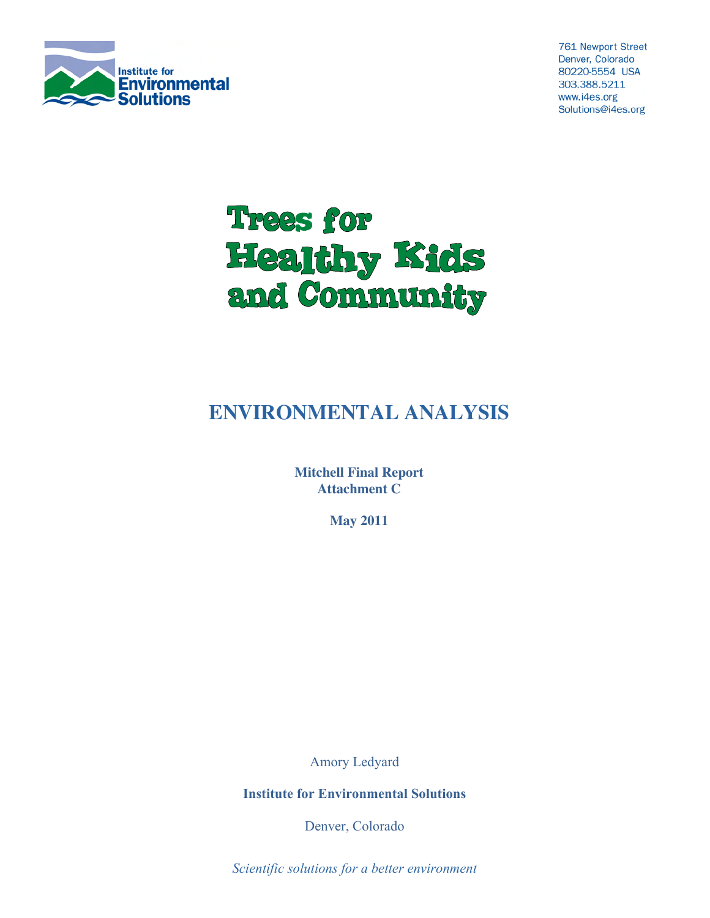Institute for Environmental Solutions

761 Newport Street
Denver, Colorado
80220-5554 USA
303.388.5211
www.i4es.org
Solutions@i4es.org

# Trees for Healthy Kids and Community

## ENVIRONMENTAL ANALYSIS

**Mitchell Final Report**
**Attachment C**

**May 2011**

Amory Ledyard

**Institute for Environmental Solutions**

Denver, Colorado

*Scientific solutions for a better environment*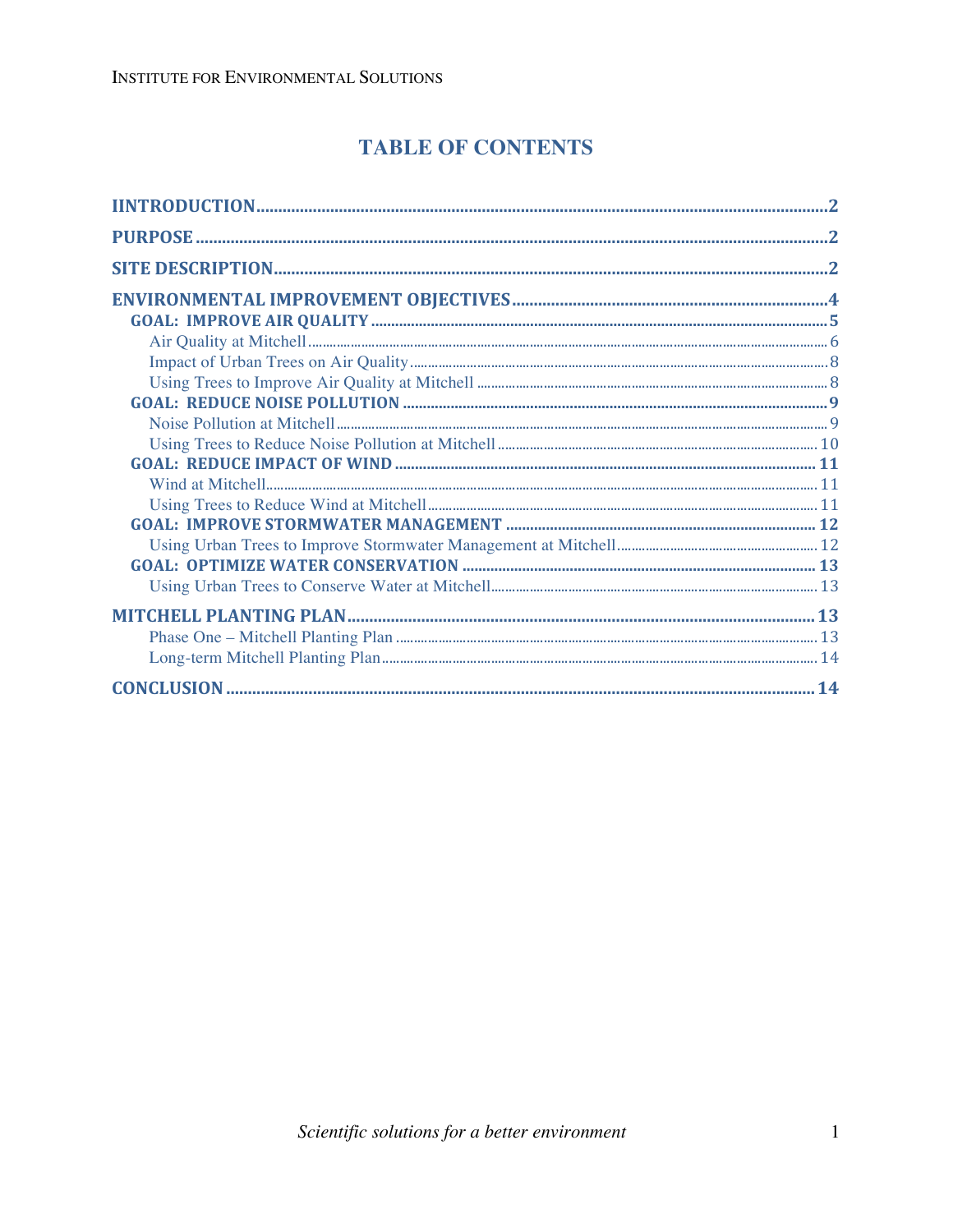# TABLE OF CONTENTS

**IINTRODUCTION** .......... 2

**PURPOSE** .......... 2

**SITE DESCRIPTION** .......... 2

**ENVIRONMENTAL IMPROVEMENT OBJECTIVES** .......... 4

- **GOAL: IMPROVE AIR QUALITY** .......... 5
  - Air Quality at Mitchell .......... 6
  - Impact of Urban Trees on Air Quality .......... 8
  - Using Trees to Improve Air Quality at Mitchell .......... 8
- **GOAL: REDUCE NOISE POLLUTION** .......... 9
  - Noise Pollution at Mitchell .......... 9
  - Using Trees to Reduce Noise Pollution at Mitchell .......... 10
- **GOAL: REDUCE IMPACT OF WIND** .......... 11
  - Wind at Mitchell .......... 11
  - Using Trees to Reduce Wind at Mitchell .......... 11
- **GOAL: IMPROVE STORMWATER MANAGEMENT** .......... 12
  - Using Urban Trees to Improve Stormwater Management at Mitchell .......... 12
- **GOAL: OPTIMIZE WATER CONSERVATION** .......... 13
  - Using Urban Trees to Conserve Water at Mitchell .......... 13

**MITCHELL PLANTING PLAN** .......... 13

- Phase One – Mitchell Planting Plan .......... 13
- Long-term Mitchell Planting Plan .......... 14

**CONCLUSION** .......... 14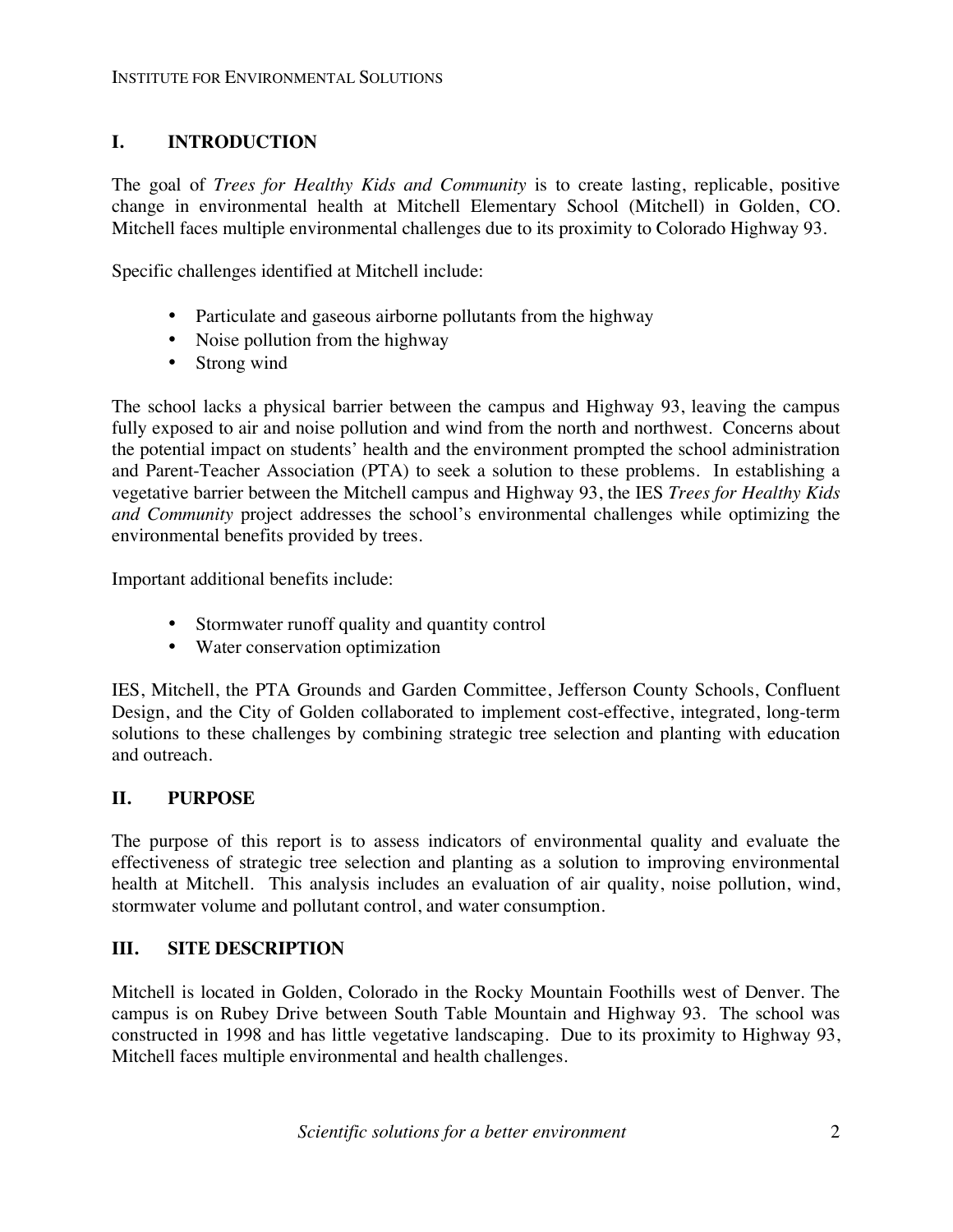## I. INTRODUCTION

The goal of *Trees for Healthy Kids and Community* is to create lasting, replicable, positive change in environmental health at Mitchell Elementary School (Mitchell) in Golden, CO. Mitchell faces multiple environmental challenges due to its proximity to Colorado Highway 93.

Specific challenges identified at Mitchell include:

- Particulate and gaseous airborne pollutants from the highway
- Noise pollution from the highway
- Strong wind

The school lacks a physical barrier between the campus and Highway 93, leaving the campus fully exposed to air and noise pollution and wind from the north and northwest. Concerns about the potential impact on students' health and the environment prompted the school administration and Parent-Teacher Association (PTA) to seek a solution to these problems. In establishing a vegetative barrier between the Mitchell campus and Highway 93, the IES *Trees for Healthy Kids and Community* project addresses the school's environmental challenges while optimizing the environmental benefits provided by trees.

Important additional benefits include:

- Stormwater runoff quality and quantity control
- Water conservation optimization

IES, Mitchell, the PTA Grounds and Garden Committee, Jefferson County Schools, Confluent Design, and the City of Golden collaborated to implement cost-effective, integrated, long-term solutions to these challenges by combining strategic tree selection and planting with education and outreach.

## II. PURPOSE

The purpose of this report is to assess indicators of environmental quality and evaluate the effectiveness of strategic tree selection and planting as a solution to improving environmental health at Mitchell. This analysis includes an evaluation of air quality, noise pollution, wind, stormwater volume and pollutant control, and water consumption.

## III. SITE DESCRIPTION

Mitchell is located in Golden, Colorado in the Rocky Mountain Foothills west of Denver. The campus is on Rubey Drive between South Table Mountain and Highway 93. The school was constructed in 1998 and has little vegetative landscaping. Due to its proximity to Highway 93, Mitchell faces multiple environmental and health challenges.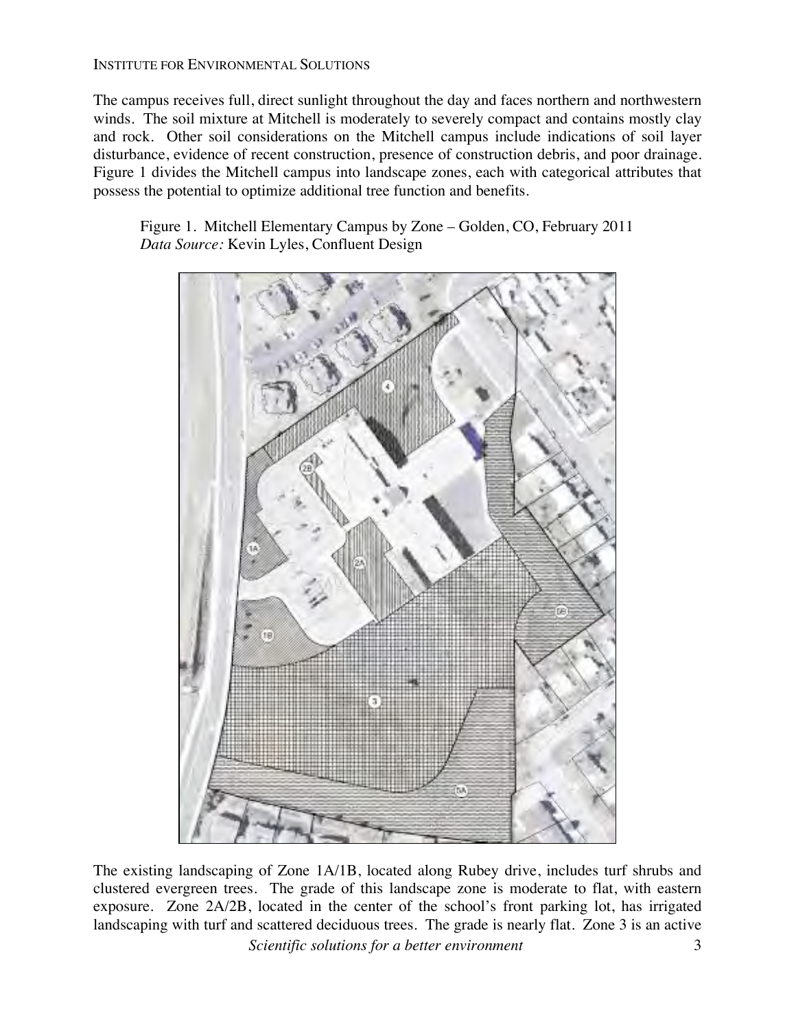The campus receives full, direct sunlight throughout the day and faces northern and northwestern winds. The soil mixture at Mitchell is moderately to severely compact and contains mostly clay and rock. Other soil considerations on the Mitchell campus include indications of soil layer disturbance, evidence of recent construction, presence of construction debris, and poor drainage. Figure 1 divides the Mitchell campus into landscape zones, each with categorical attributes that possess the potential to optimize additional tree function and benefits.

Figure 1. Mitchell Elementary Campus by Zone – Golden, CO, February 2011
*Data Source:* Kevin Lyles, Confluent Design

The existing landscaping of Zone 1A/1B, located along Rubey drive, includes turf shrubs and clustered evergreen trees. The grade of this landscape zone is moderate to flat, with eastern exposure. Zone 2A/2B, located in the center of the school's front parking lot, has irrigated landscaping with turf and scattered deciduous trees. The grade is nearly flat. Zone 3 is an active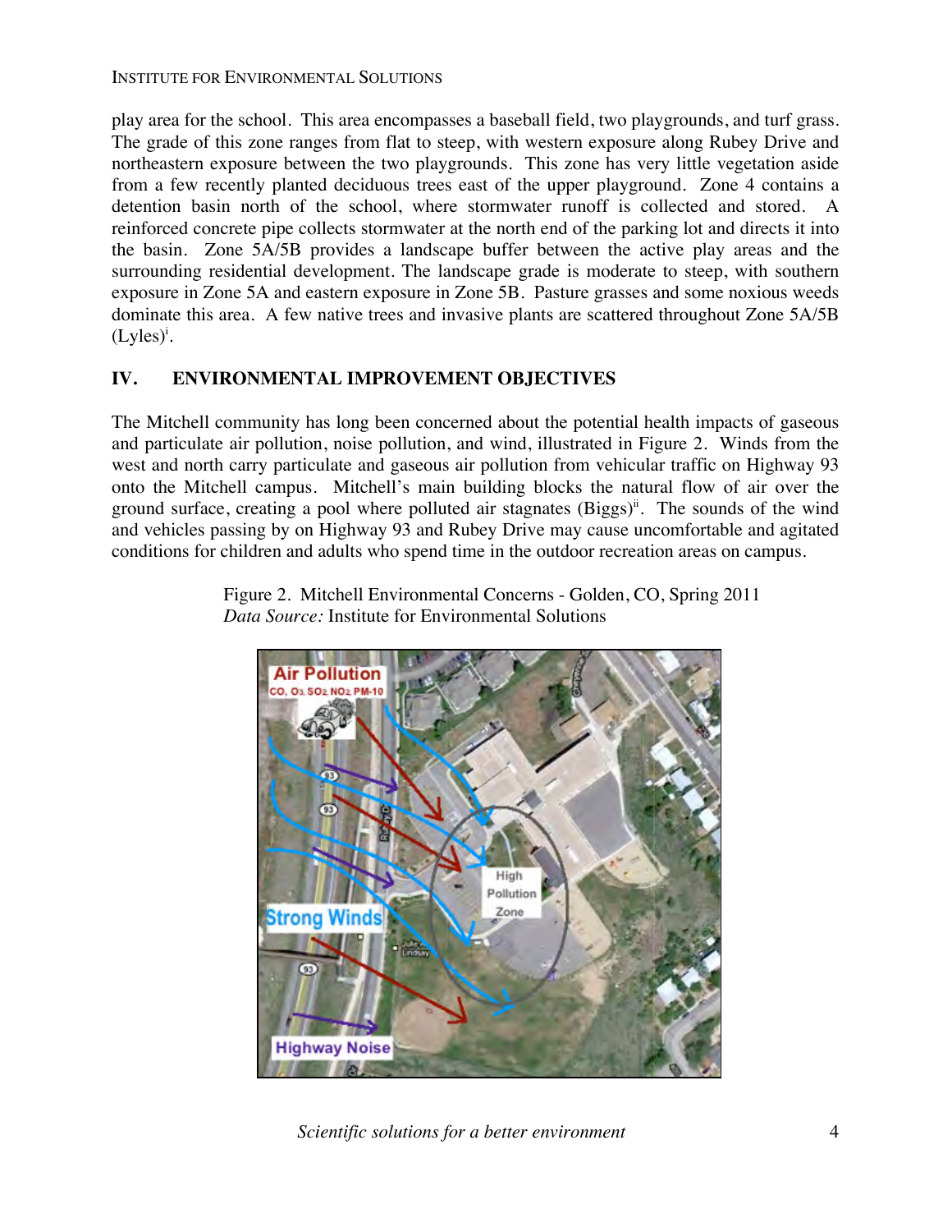play area for the school. This area encompasses a baseball field, two playgrounds, and turf grass. The grade of this zone ranges from flat to steep, with western exposure along Rubey Drive and northeastern exposure between the two playgrounds. This zone has very little vegetation aside from a few recently planted deciduous trees east of the upper playground. Zone 4 contains a detention basin north of the school, where stormwater runoff is collected and stored. A reinforced concrete pipe collects stormwater at the north end of the parking lot and directs it into the basin. Zone 5A/5B provides a landscape buffer between the active play areas and the surrounding residential development. The landscape grade is moderate to steep, with southern exposure in Zone 5A and eastern exposure in Zone 5B. Pasture grasses and some noxious weeds dominate this area. A few native trees and invasive plants are scattered throughout Zone 5A/5B (Lyles)[i].

## IV. ENVIRONMENTAL IMPROVEMENT OBJECTIVES

The Mitchell community has long been concerned about the potential health impacts of gaseous and particulate air pollution, noise pollution, and wind, illustrated in Figure 2. Winds from the west and north carry particulate and gaseous air pollution from vehicular traffic on Highway 93 onto the Mitchell campus. Mitchell's main building blocks the natural flow of air over the ground surface, creating a pool where polluted air stagnates (Biggs)[ii]. The sounds of the wind and vehicles passing by on Highway 93 and Rubey Drive may cause uncomfortable and agitated conditions for children and adults who spend time in the outdoor recreation areas on campus.

Figure 2. Mitchell Environmental Concerns - Golden, CO, Spring 2011
*Data Source:* Institute for Environmental Solutions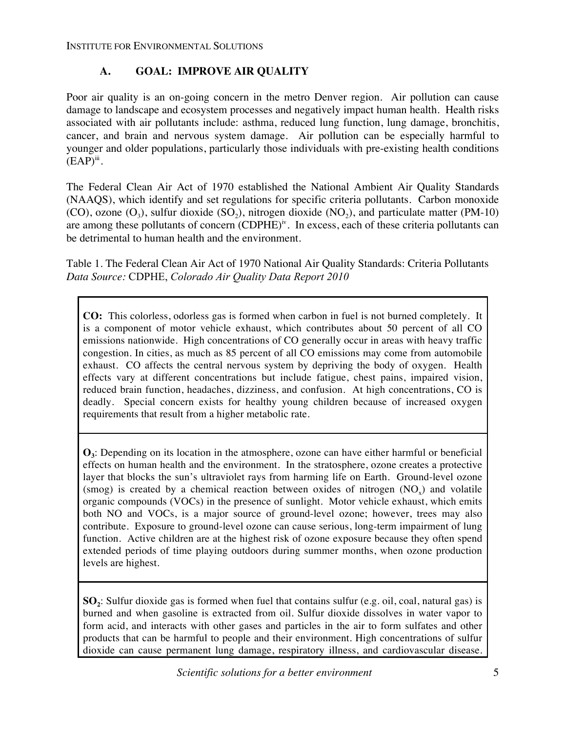### A. GOAL: IMPROVE AIR QUALITY

Poor air quality is an on-going concern in the metro Denver region. Air pollution can cause damage to landscape and ecosystem processes and negatively impact human health. Health risks associated with air pollutants include: asthma, reduced lung function, lung damage, bronchitis, cancer, and brain and nervous system damage. Air pollution can be especially harmful to younger and older populations, particularly those individuals with pre-existing health conditions (EAP)[iii].

The Federal Clean Air Act of 1970 established the National Ambient Air Quality Standards (NAAQS), which identify and set regulations for specific criteria pollutants. Carbon monoxide (CO), ozone ($O_3$), sulfur dioxide ($SO_2$), nitrogen dioxide ($NO_2$), and particulate matter (PM-10) are among these pollutants of concern (CDPHE)[iv]. In excess, each of these criteria pollutants can be detrimental to human health and the environment.

Table 1. The Federal Clean Air Act of 1970 National Air Quality Standards: Criteria Pollutants
*Data Source:* CDPHE, *Colorado Air Quality Data Report 2010*

| |
|---|
| **CO:** This colorless, odorless gas is formed when carbon in fuel is not burned completely. It is a component of motor vehicle exhaust, which contributes about 50 percent of all CO emissions nationwide. High concentrations of CO generally occur in areas with heavy traffic congestion. In cities, as much as 85 percent of all CO emissions may come from automobile exhaust. CO affects the central nervous system by depriving the body of oxygen. Health effects vary at different concentrations but include fatigue, chest pains, impaired vision, reduced brain function, headaches, dizziness, and confusion. At high concentrations, CO is deadly. Special concern exists for healthy young children because of increased oxygen requirements that result from a higher metabolic rate. |
| **$O_3$**: Depending on its location in the atmosphere, ozone can have either harmful or beneficial effects on human health and the environment. In the stratosphere, ozone creates a protective layer that blocks the sun's ultraviolet rays from harming life on Earth. Ground-level ozone (smog) is created by a chemical reaction between oxides of nitrogen ($NO_x$) and volatile organic compounds (VOCs) in the presence of sunlight. Motor vehicle exhaust, which emits both NO and VOCs, is a major source of ground-level ozone; however, trees may also contribute. Exposure to ground-level ozone can cause serious, long-term impairment of lung function. Active children are at the highest risk of ozone exposure because they often spend extended periods of time playing outdoors during summer months, when ozone production levels are highest. |
| **$SO_2$**: Sulfur dioxide gas is formed when fuel that contains sulfur (e.g. oil, coal, natural gas) is burned and when gasoline is extracted from oil. Sulfur dioxide dissolves in water vapor to form acid, and interacts with other gases and particles in the air to form sulfates and other products that can be harmful to people and their environment. High concentrations of sulfur dioxide can cause permanent lung damage, respiratory illness, and cardiovascular disease. |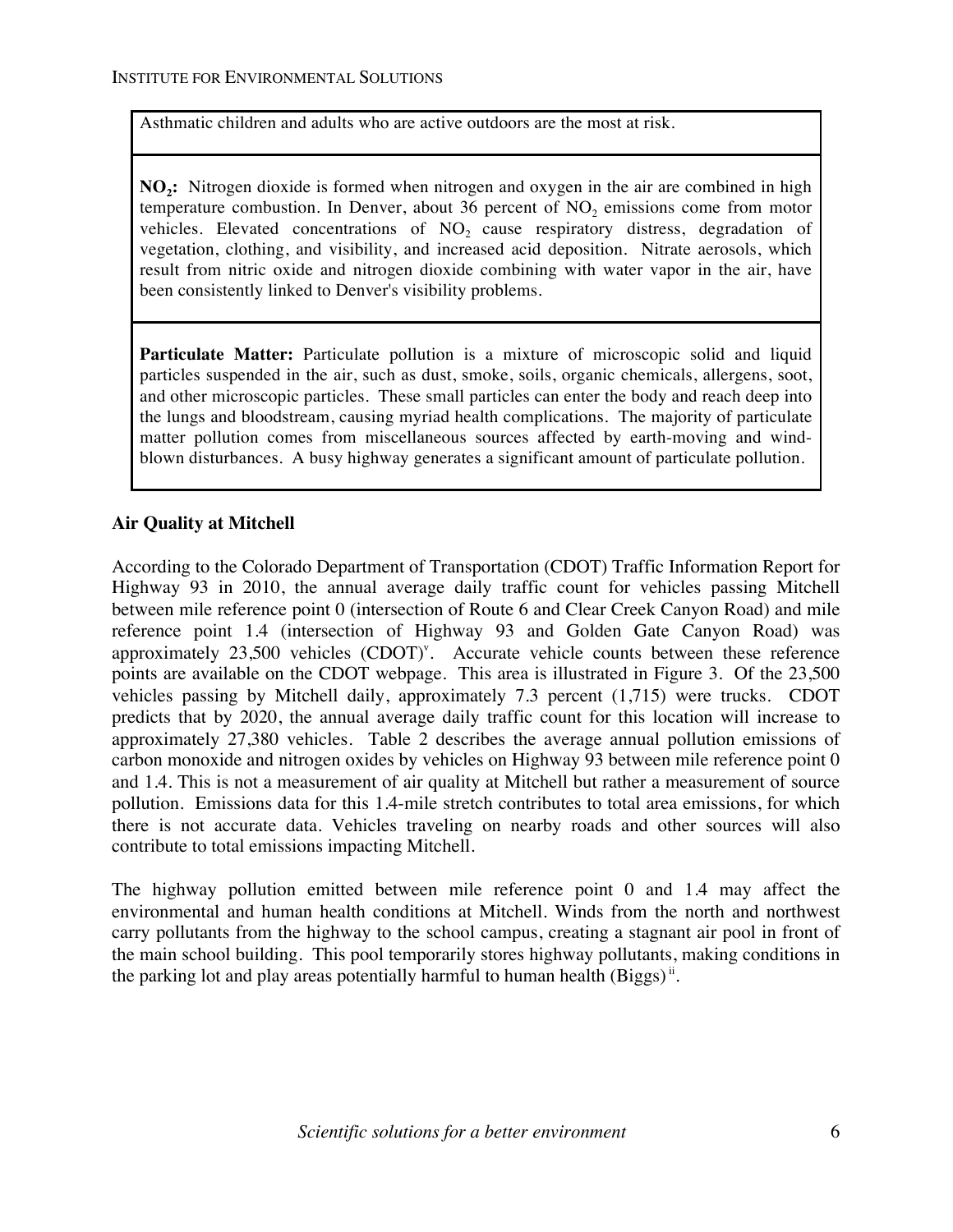Asthmatic children and adults who are active outdoors are the most at risk.

**$NO_2$:** Nitrogen dioxide is formed when nitrogen and oxygen in the air are combined in high temperature combustion. In Denver, about 36 percent of $NO_2$ emissions come from motor vehicles. Elevated concentrations of $NO_2$ cause respiratory distress, degradation of vegetation, clothing, and visibility, and increased acid deposition. Nitrate aerosols, which result from nitric oxide and nitrogen dioxide combining with water vapor in the air, have been consistently linked to Denver's visibility problems.

**Particulate Matter:** Particulate pollution is a mixture of microscopic solid and liquid particles suspended in the air, such as dust, smoke, soils, organic chemicals, allergens, soot, and other microscopic particles. These small particles can enter the body and reach deep into the lungs and bloodstream, causing myriad health complications. The majority of particulate matter pollution comes from miscellaneous sources affected by earth-moving and wind-blown disturbances. A busy highway generates a significant amount of particulate pollution.

## Air Quality at Mitchell

According to the Colorado Department of Transportation (CDOT) Traffic Information Report for Highway 93 in 2010, the annual average daily traffic count for vehicles passing Mitchell between mile reference point 0 (intersection of Route 6 and Clear Creek Canyon Road) and mile reference point 1.4 (intersection of Highway 93 and Golden Gate Canyon Road) was approximately 23,500 vehicles (CDOT)[v]. Accurate vehicle counts between these reference points are available on the CDOT webpage. This area is illustrated in Figure 3. Of the 23,500 vehicles passing by Mitchell daily, approximately 7.3 percent (1,715) were trucks. CDOT predicts that by 2020, the annual average daily traffic count for this location will increase to approximately 27,380 vehicles. Table 2 describes the average annual pollution emissions of carbon monoxide and nitrogen oxides by vehicles on Highway 93 between mile reference point 0 and 1.4. This is not a measurement of air quality at Mitchell but rather a measurement of source pollution. Emissions data for this 1.4-mile stretch contributes to total area emissions, for which there is not accurate data. Vehicles traveling on nearby roads and other sources will also contribute to total emissions impacting Mitchell.

The highway pollution emitted between mile reference point 0 and 1.4 may affect the environmental and human health conditions at Mitchell. Winds from the north and northwest carry pollutants from the highway to the school campus, creating a stagnant air pool in front of the main school building. This pool temporarily stores highway pollutants, making conditions in the parking lot and play areas potentially harmful to human health (Biggs)[ii].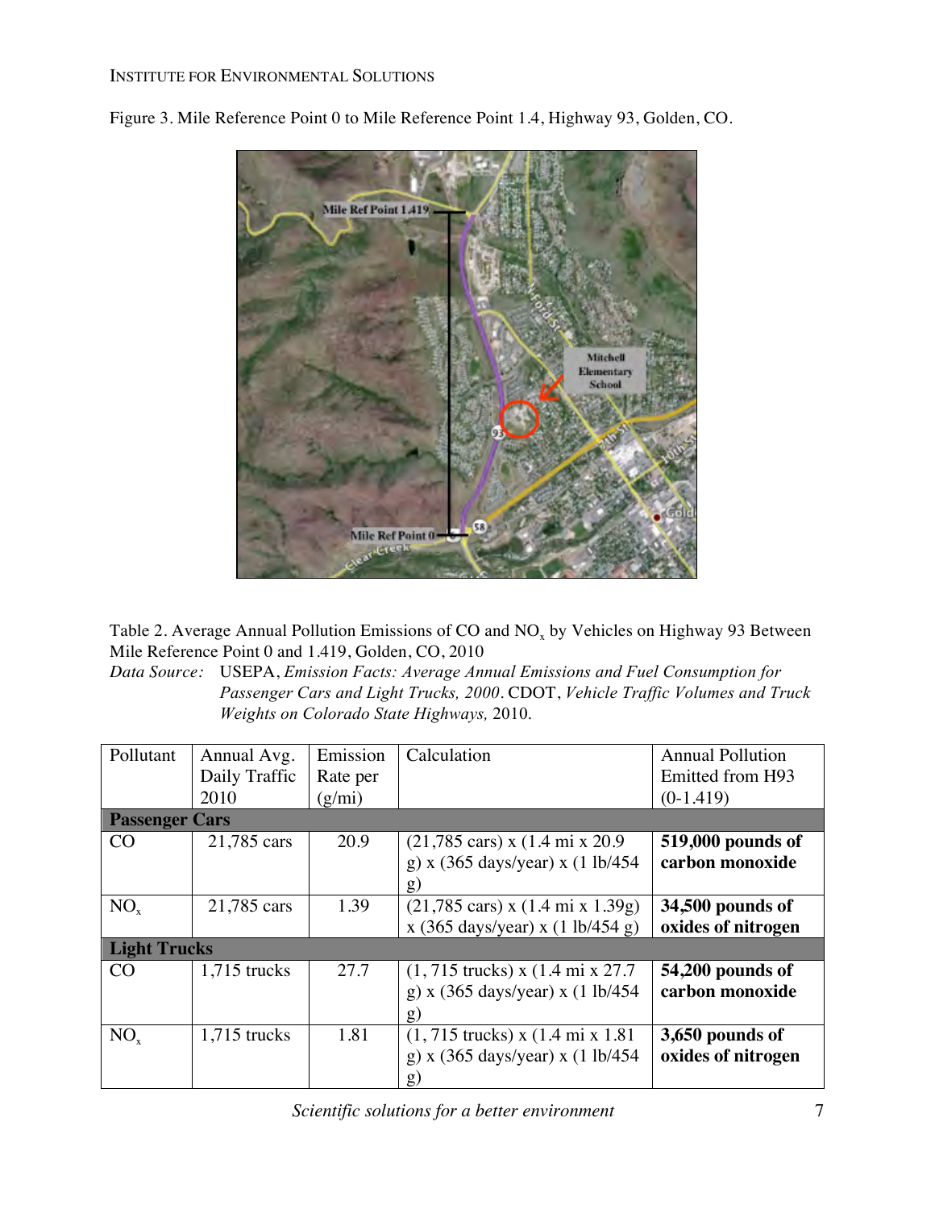Figure 3. Mile Reference Point 0 to Mile Reference Point 1.4, Highway 93, Golden, CO.

Table 2. Average Annual Pollution Emissions of CO and $NO_x$ by Vehicles on Highway 93 Between Mile Reference Point 0 and 1.419, Golden, CO, 2010

*Data Source:* USEPA, *Emission Facts: Average Annual Emissions and Fuel Consumption for Passenger Cars and Light Trucks, 2000*. CDOT, *Vehicle Traffic Volumes and Truck Weights on Colorado State Highways,* 2010.

| Pollutant | Annual Avg. Daily Traffic 2010 | Emission Rate per (g/mi) | Calculation | Annual Pollution Emitted from H93 (0-1.419) |
|---|---|---|---|---|
| **Passenger Cars** | | | | |
| CO | 21,785 cars | 20.9 | (21,785 cars) x (1.4 mi x 20.9 g) x (365 days/year) x (1 lb/454 g) | **519,000 pounds of carbon monoxide** |
| $NO_x$ | 21,785 cars | 1.39 | (21,785 cars) x (1.4 mi x 1.39g) x (365 days/year) x (1 lb/454 g) | **34,500 pounds of oxides of nitrogen** |
| **Light Trucks** | | | | |
| CO | 1,715 trucks | 27.7 | (1, 715 trucks) x (1.4 mi x 27.7 g) x (365 days/year) x (1 lb/454 g) | **54,200 pounds of carbon monoxide** |
| $NO_x$ | 1,715 trucks | 1.81 | (1, 715 trucks) x (1.4 mi x 1.81 g) x (365 days/year) x (1 lb/454 g) | **3,650 pounds of oxides of nitrogen** |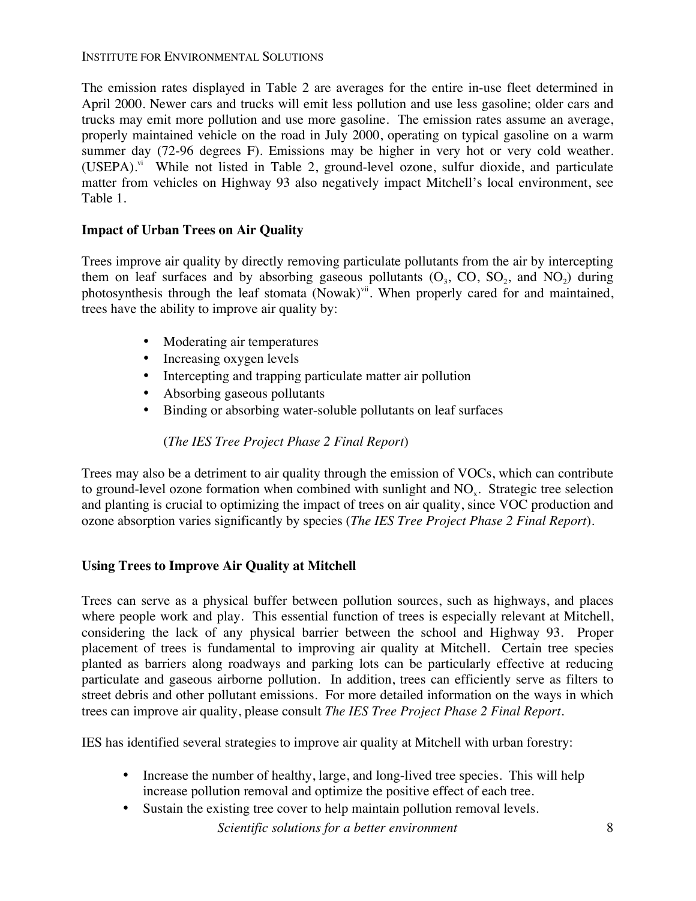The emission rates displayed in Table 2 are averages for the entire in-use fleet determined in April 2000. Newer cars and trucks will emit less pollution and use less gasoline; older cars and trucks may emit more pollution and use more gasoline. The emission rates assume an average, properly maintained vehicle on the road in July 2000, operating on typical gasoline on a warm summer day (72-96 degrees F). Emissions may be higher in very hot or very cold weather. (USEPA).[vi] While not listed in Table 2, ground-level ozone, sulfur dioxide, and particulate matter from vehicles on Highway 93 also negatively impact Mitchell's local environment, see Table 1.

**Impact of Urban Trees on Air Quality**

Trees improve air quality by directly removing particulate pollutants from the air by intercepting them on leaf surfaces and by absorbing gaseous pollutants ($O_3$, CO, $SO_2$, and $NO_2$) during photosynthesis through the leaf stomata (Nowak)[vii]. When properly cared for and maintained, trees have the ability to improve air quality by:

- Moderating air temperatures
- Increasing oxygen levels
- Intercepting and trapping particulate matter air pollution
- Absorbing gaseous pollutants
- Binding or absorbing water-soluble pollutants on leaf surfaces

(*The IES Tree Project Phase 2 Final Report*)

Trees may also be a detriment to air quality through the emission of VOCs, which can contribute to ground-level ozone formation when combined with sunlight and $NO_x$. Strategic tree selection and planting is crucial to optimizing the impact of trees on air quality, since VOC production and ozone absorption varies significantly by species (*The IES Tree Project Phase 2 Final Report*).

**Using Trees to Improve Air Quality at Mitchell**

Trees can serve as a physical buffer between pollution sources, such as highways, and places where people work and play. This essential function of trees is especially relevant at Mitchell, considering the lack of any physical barrier between the school and Highway 93. Proper placement of trees is fundamental to improving air quality at Mitchell. Certain tree species planted as barriers along roadways and parking lots can be particularly effective at reducing particulate and gaseous airborne pollution. In addition, trees can efficiently serve as filters to street debris and other pollutant emissions. For more detailed information on the ways in which trees can improve air quality, please consult *The IES Tree Project Phase 2 Final Report*.

IES has identified several strategies to improve air quality at Mitchell with urban forestry:

- Increase the number of healthy, large, and long-lived tree species. This will help increase pollution removal and optimize the positive effect of each tree.
- Sustain the existing tree cover to help maintain pollution removal levels.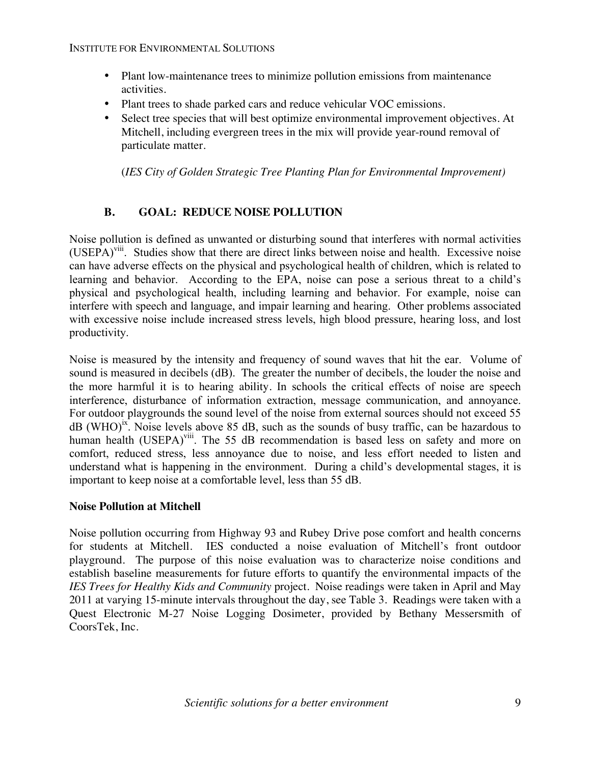- Plant low-maintenance trees to minimize pollution emissions from maintenance activities.
- Plant trees to shade parked cars and reduce vehicular VOC emissions.
- Select tree species that will best optimize environmental improvement objectives. At Mitchell, including evergreen trees in the mix will provide year-round removal of particulate matter.

  (*IES City of Golden Strategic Tree Planting Plan for Environmental Improvement)*

## B. GOAL: REDUCE NOISE POLLUTION

Noise pollution is defined as unwanted or disturbing sound that interferes with normal activities (USEPA)[viii]. Studies show that there are direct links between noise and health. Excessive noise can have adverse effects on the physical and psychological health of children, which is related to learning and behavior. According to the EPA, noise can pose a serious threat to a child's physical and psychological health, including learning and behavior. For example, noise can interfere with speech and language, and impair learning and hearing. Other problems associated with excessive noise include increased stress levels, high blood pressure, hearing loss, and lost productivity.

Noise is measured by the intensity and frequency of sound waves that hit the ear. Volume of sound is measured in decibels (dB). The greater the number of decibels, the louder the noise and the more harmful it is to hearing ability. In schools the critical effects of noise are speech interference, disturbance of information extraction, message communication, and annoyance. For outdoor playgrounds the sound level of the noise from external sources should not exceed 55 dB (WHO)[ix]. Noise levels above 85 dB, such as the sounds of busy traffic, can be hazardous to human health (USEPA)[viii]. The 55 dB recommendation is based less on safety and more on comfort, reduced stress, less annoyance due to noise, and less effort needed to listen and understand what is happening in the environment. During a child's developmental stages, it is important to keep noise at a comfortable level, less than 55 dB.

### Noise Pollution at Mitchell

Noise pollution occurring from Highway 93 and Rubey Drive pose comfort and health concerns for students at Mitchell. IES conducted a noise evaluation of Mitchell's front outdoor playground. The purpose of this noise evaluation was to characterize noise conditions and establish baseline measurements for future efforts to quantify the environmental impacts of the *IES Trees for Healthy Kids and Community* project. Noise readings were taken in April and May 2011 at varying 15-minute intervals throughout the day, see Table 3. Readings were taken with a Quest Electronic M-27 Noise Logging Dosimeter, provided by Bethany Messersmith of CoorsTek, Inc.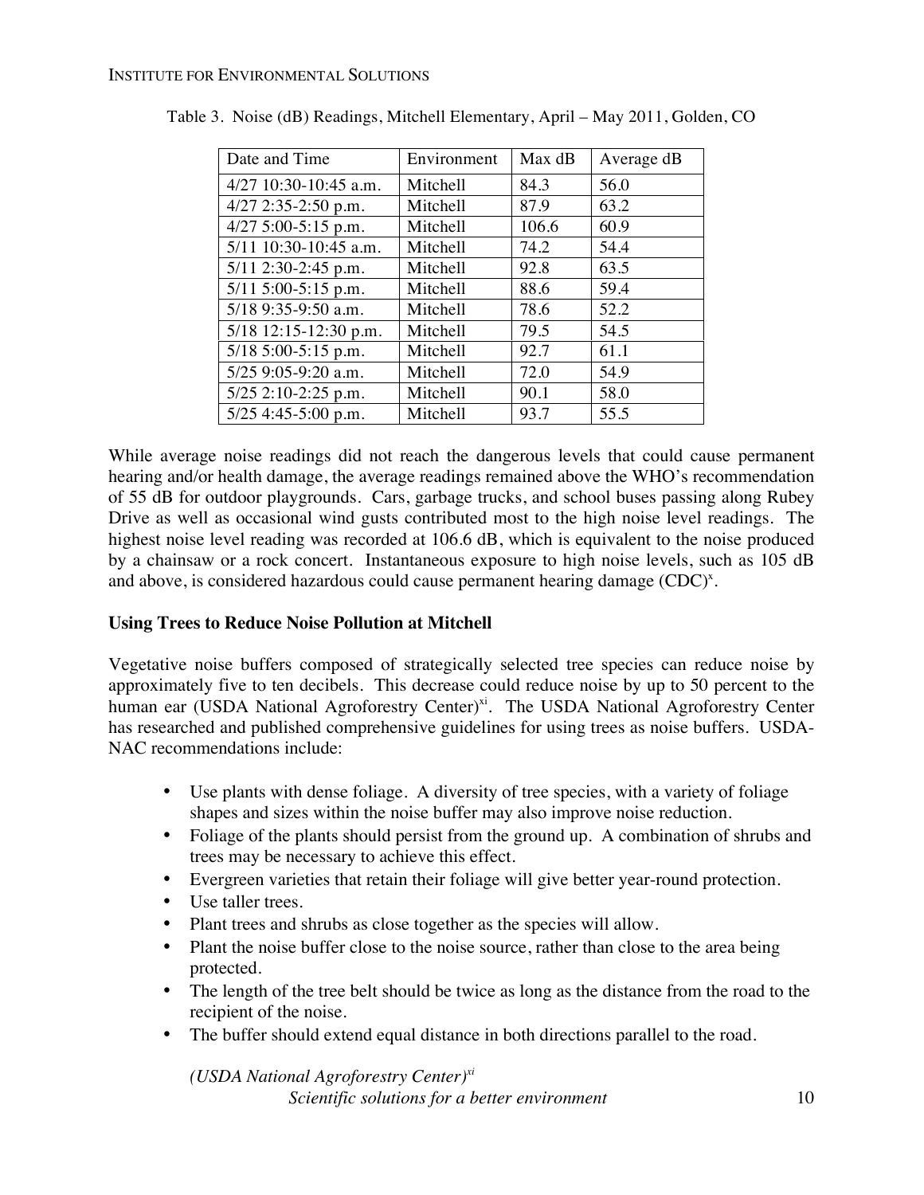Table 3. Noise (dB) Readings, Mitchell Elementary, April – May 2011, Golden, CO

| Date and Time | Environment | Max dB | Average dB |
|---|---|---|---|
| 4/27 10:30-10:45 a.m. | Mitchell | 84.3 | 56.0 |
| 4/27 2:35-2:50 p.m. | Mitchell | 87.9 | 63.2 |
| 4/27 5:00-5:15 p.m. | Mitchell | 106.6 | 60.9 |
| 5/11 10:30-10:45 a.m. | Mitchell | 74.2 | 54.4 |
| 5/11 2:30-2:45 p.m. | Mitchell | 92.8 | 63.5 |
| 5/11 5:00-5:15 p.m. | Mitchell | 88.6 | 59.4 |
| 5/18 9:35-9:50 a.m. | Mitchell | 78.6 | 52.2 |
| 5/18 12:15-12:30 p.m. | Mitchell | 79.5 | 54.5 |
| 5/18 5:00-5:15 p.m. | Mitchell | 92.7 | 61.1 |
| 5/25 9:05-9:20 a.m. | Mitchell | 72.0 | 54.9 |
| 5/25 2:10-2:25 p.m. | Mitchell | 90.1 | 58.0 |
| 5/25 4:45-5:00 p.m. | Mitchell | 93.7 | 55.5 |

While average noise readings did not reach the dangerous levels that could cause permanent hearing and/or health damage, the average readings remained above the WHO's recommendation of 55 dB for outdoor playgrounds. Cars, garbage trucks, and school buses passing along Rubey Drive as well as occasional wind gusts contributed most to the high noise level readings. The highest noise level reading was recorded at 106.6 dB, which is equivalent to the noise produced by a chainsaw or a rock concert. Instantaneous exposure to high noise levels, such as 105 dB and above, is considered hazardous could cause permanent hearing damage (CDC)[x].

**Using Trees to Reduce Noise Pollution at Mitchell**

Vegetative noise buffers composed of strategically selected tree species can reduce noise by approximately five to ten decibels. This decrease could reduce noise by up to 50 percent to the human ear (USDA National Agroforestry Center)[xi]. The USDA National Agroforestry Center has researched and published comprehensive guidelines for using trees as noise buffers. USDA-NAC recommendations include:

- Use plants with dense foliage. A diversity of tree species, with a variety of foliage shapes and sizes within the noise buffer may also improve noise reduction.
- Foliage of the plants should persist from the ground up. A combination of shrubs and trees may be necessary to achieve this effect.
- Evergreen varieties that retain their foliage will give better year-round protection.
- Use taller trees.
- Plant trees and shrubs as close together as the species will allow.
- Plant the noise buffer close to the noise source, rather than close to the area being protected.
- The length of the tree belt should be twice as long as the distance from the road to the recipient of the noise.
- The buffer should extend equal distance in both directions parallel to the road.

*(USDA National Agroforestry Center)*[xi]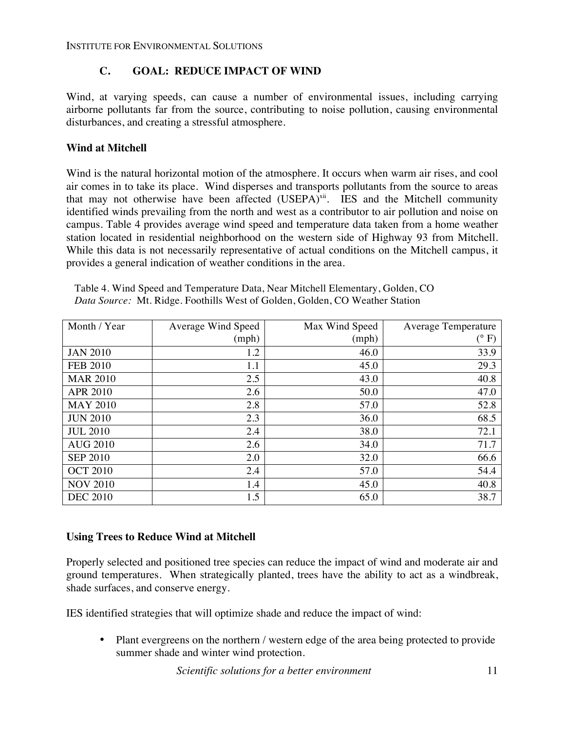## C. GOAL: REDUCE IMPACT OF WIND

Wind, at varying speeds, can cause a number of environmental issues, including carrying airborne pollutants far from the source, contributing to noise pollution, causing environmental disturbances, and creating a stressful atmosphere.

### Wind at Mitchell

Wind is the natural horizontal motion of the atmosphere. It occurs when warm air rises, and cool air comes in to take its place. Wind disperses and transports pollutants from the source to areas that may not otherwise have been affected (USEPA)[xii]. IES and the Mitchell community identified winds prevailing from the north and west as a contributor to air pollution and noise on campus. Table 4 provides average wind speed and temperature data taken from a home weather station located in residential neighborhood on the western side of Highway 93 from Mitchell. While this data is not necessarily representative of actual conditions on the Mitchell campus, it provides a general indication of weather conditions in the area.

Table 4. Wind Speed and Temperature Data, Near Mitchell Elementary, Golden, CO
*Data Source:* Mt. Ridge. Foothills West of Golden, Golden, CO Weather Station

| Month / Year | Average Wind Speed (mph) | Max Wind Speed (mph) | Average Temperature (° F) |
|---|---|---|---|
| JAN 2010 | 1.2 | 46.0 | 33.9 |
| FEB 2010 | 1.1 | 45.0 | 29.3 |
| MAR 2010 | 2.5 | 43.0 | 40.8 |
| APR 2010 | 2.6 | 50.0 | 47.0 |
| MAY 2010 | 2.8 | 57.0 | 52.8 |
| JUN 2010 | 2.3 | 36.0 | 68.5 |
| JUL 2010 | 2.4 | 38.0 | 72.1 |
| AUG 2010 | 2.6 | 34.0 | 71.7 |
| SEP 2010 | 2.0 | 32.0 | 66.6 |
| OCT 2010 | 2.4 | 57.0 | 54.4 |
| NOV 2010 | 1.4 | 45.0 | 40.8 |
| DEC 2010 | 1.5 | 65.0 | 38.7 |

### Using Trees to Reduce Wind at Mitchell

Properly selected and positioned tree species can reduce the impact of wind and moderate air and ground temperatures. When strategically planted, trees have the ability to act as a windbreak, shade surfaces, and conserve energy.

IES identified strategies that will optimize shade and reduce the impact of wind:

- Plant evergreens on the northern / western edge of the area being protected to provide summer shade and winter wind protection.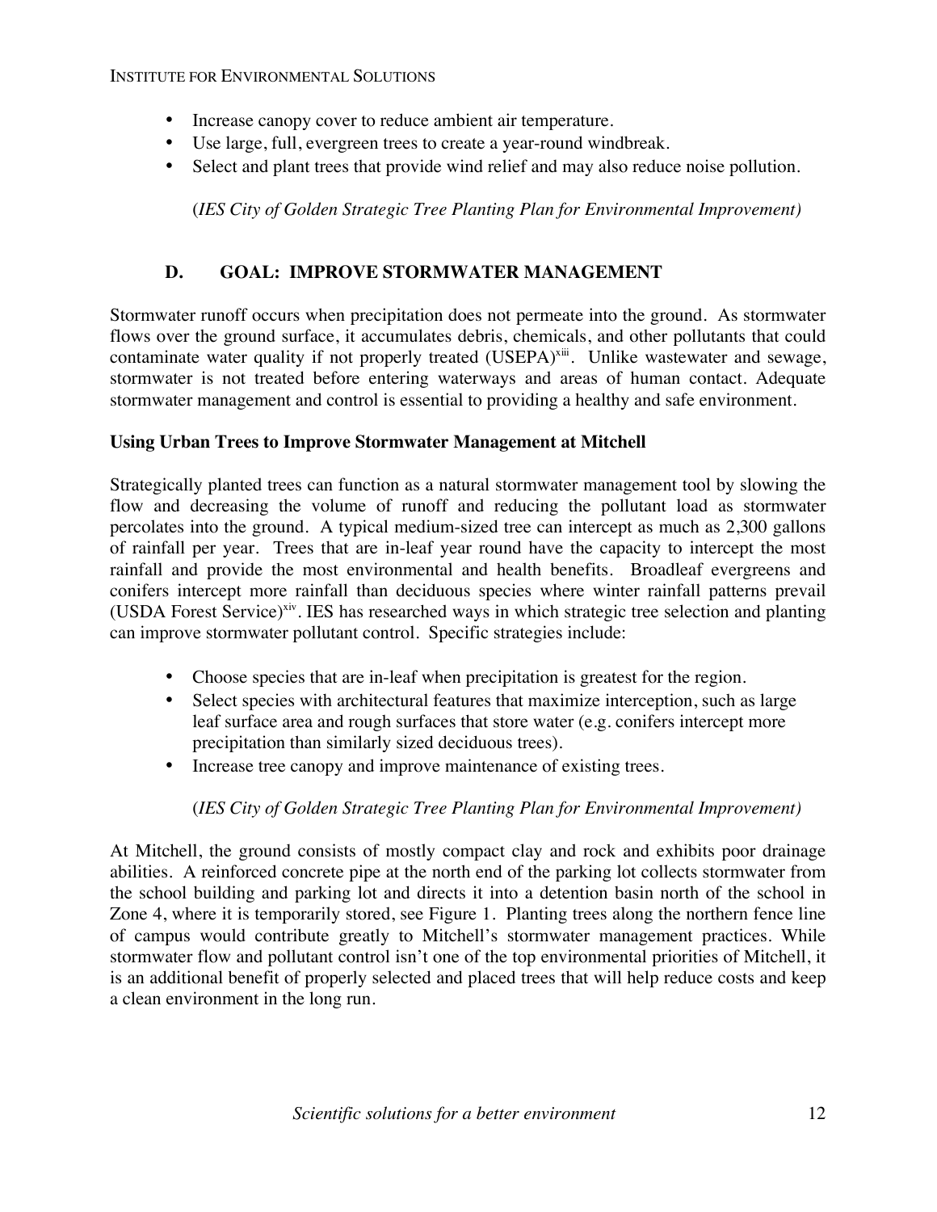- Increase canopy cover to reduce ambient air temperature.
- Use large, full, evergreen trees to create a year-round windbreak.
- Select and plant trees that provide wind relief and may also reduce noise pollution.

(*IES City of Golden Strategic Tree Planting Plan for Environmental Improvement)*

## D. GOAL: IMPROVE STORMWATER MANAGEMENT

Stormwater runoff occurs when precipitation does not permeate into the ground. As stormwater flows over the ground surface, it accumulates debris, chemicals, and other pollutants that could contaminate water quality if not properly treated (USEPA)[xiii]. Unlike wastewater and sewage, stormwater is not treated before entering waterways and areas of human contact. Adequate stormwater management and control is essential to providing a healthy and safe environment.

**Using Urban Trees to Improve Stormwater Management at Mitchell**

Strategically planted trees can function as a natural stormwater management tool by slowing the flow and decreasing the volume of runoff and reducing the pollutant load as stormwater percolates into the ground. A typical medium-sized tree can intercept as much as 2,300 gallons of rainfall per year. Trees that are in-leaf year round have the capacity to intercept the most rainfall and provide the most environmental and health benefits. Broadleaf evergreens and conifers intercept more rainfall than deciduous species where winter rainfall patterns prevail (USDA Forest Service)[xiv]. IES has researched ways in which strategic tree selection and planting can improve stormwater pollutant control. Specific strategies include:

- Choose species that are in-leaf when precipitation is greatest for the region.
- Select species with architectural features that maximize interception, such as large leaf surface area and rough surfaces that store water (e.g. conifers intercept more precipitation than similarly sized deciduous trees).
- Increase tree canopy and improve maintenance of existing trees.

(*IES City of Golden Strategic Tree Planting Plan for Environmental Improvement)*

At Mitchell, the ground consists of mostly compact clay and rock and exhibits poor drainage abilities. A reinforced concrete pipe at the north end of the parking lot collects stormwater from the school building and parking lot and directs it into a detention basin north of the school in Zone 4, where it is temporarily stored, see Figure 1. Planting trees along the northern fence line of campus would contribute greatly to Mitchell's stormwater management practices. While stormwater flow and pollutant control isn't one of the top environmental priorities of Mitchell, it is an additional benefit of properly selected and placed trees that will help reduce costs and keep a clean environment in the long run.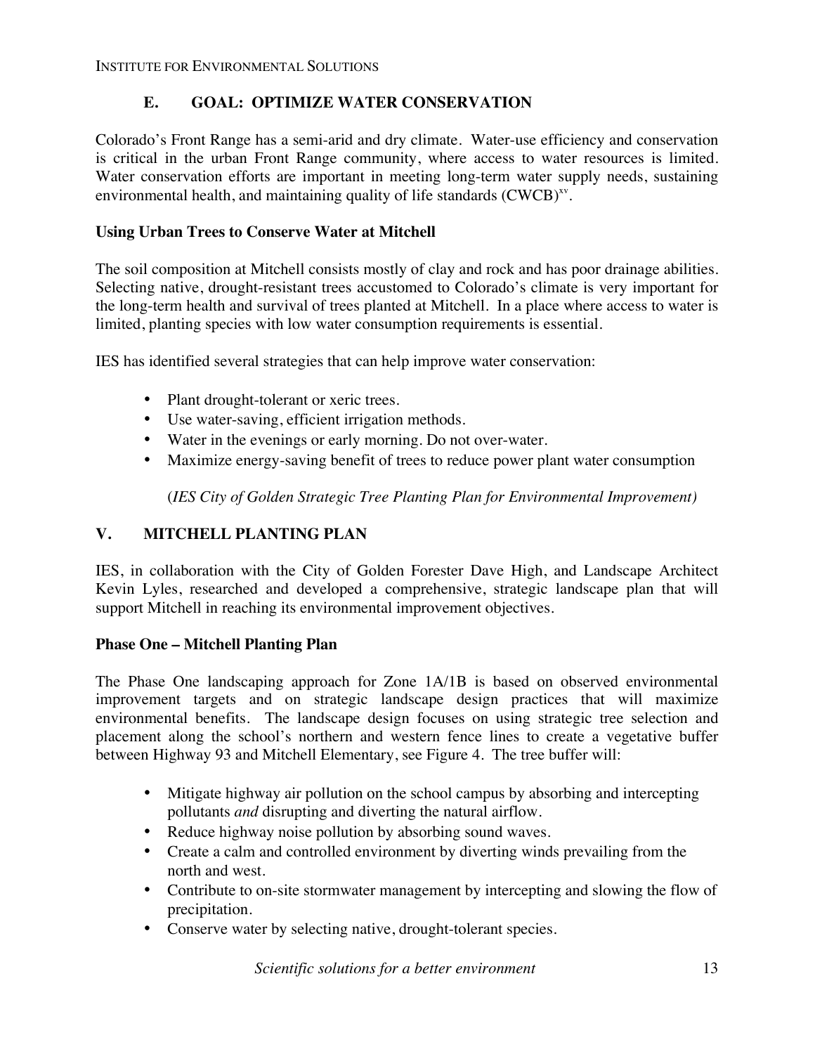## E. GOAL: OPTIMIZE WATER CONSERVATION

Colorado's Front Range has a semi-arid and dry climate. Water-use efficiency and conservation is critical in the urban Front Range community, where access to water resources is limited. Water conservation efforts are important in meeting long-term water supply needs, sustaining environmental health, and maintaining quality of life standards (CWCB)[xv].

**Using Urban Trees to Conserve Water at Mitchell**

The soil composition at Mitchell consists mostly of clay and rock and has poor drainage abilities. Selecting native, drought-resistant trees accustomed to Colorado's climate is very important for the long-term health and survival of trees planted at Mitchell. In a place where access to water is limited, planting species with low water consumption requirements is essential.

IES has identified several strategies that can help improve water conservation:

- Plant drought-tolerant or xeric trees.
- Use water-saving, efficient irrigation methods.
- Water in the evenings or early morning. Do not over-water.
- Maximize energy-saving benefit of trees to reduce power plant water consumption

(*IES City of Golden Strategic Tree Planting Plan for Environmental Improvement)*

# V. MITCHELL PLANTING PLAN

IES, in collaboration with the City of Golden Forester Dave High, and Landscape Architect Kevin Lyles, researched and developed a comprehensive, strategic landscape plan that will support Mitchell in reaching its environmental improvement objectives.

**Phase One – Mitchell Planting Plan**

The Phase One landscaping approach for Zone 1A/1B is based on observed environmental improvement targets and on strategic landscape design practices that will maximize environmental benefits. The landscape design focuses on using strategic tree selection and placement along the school's northern and western fence lines to create a vegetative buffer between Highway 93 and Mitchell Elementary, see Figure 4. The tree buffer will:

- Mitigate highway air pollution on the school campus by absorbing and intercepting pollutants *and* disrupting and diverting the natural airflow.
- Reduce highway noise pollution by absorbing sound waves.
- Create a calm and controlled environment by diverting winds prevailing from the north and west.
- Contribute to on-site stormwater management by intercepting and slowing the flow of precipitation.
- Conserve water by selecting native, drought-tolerant species.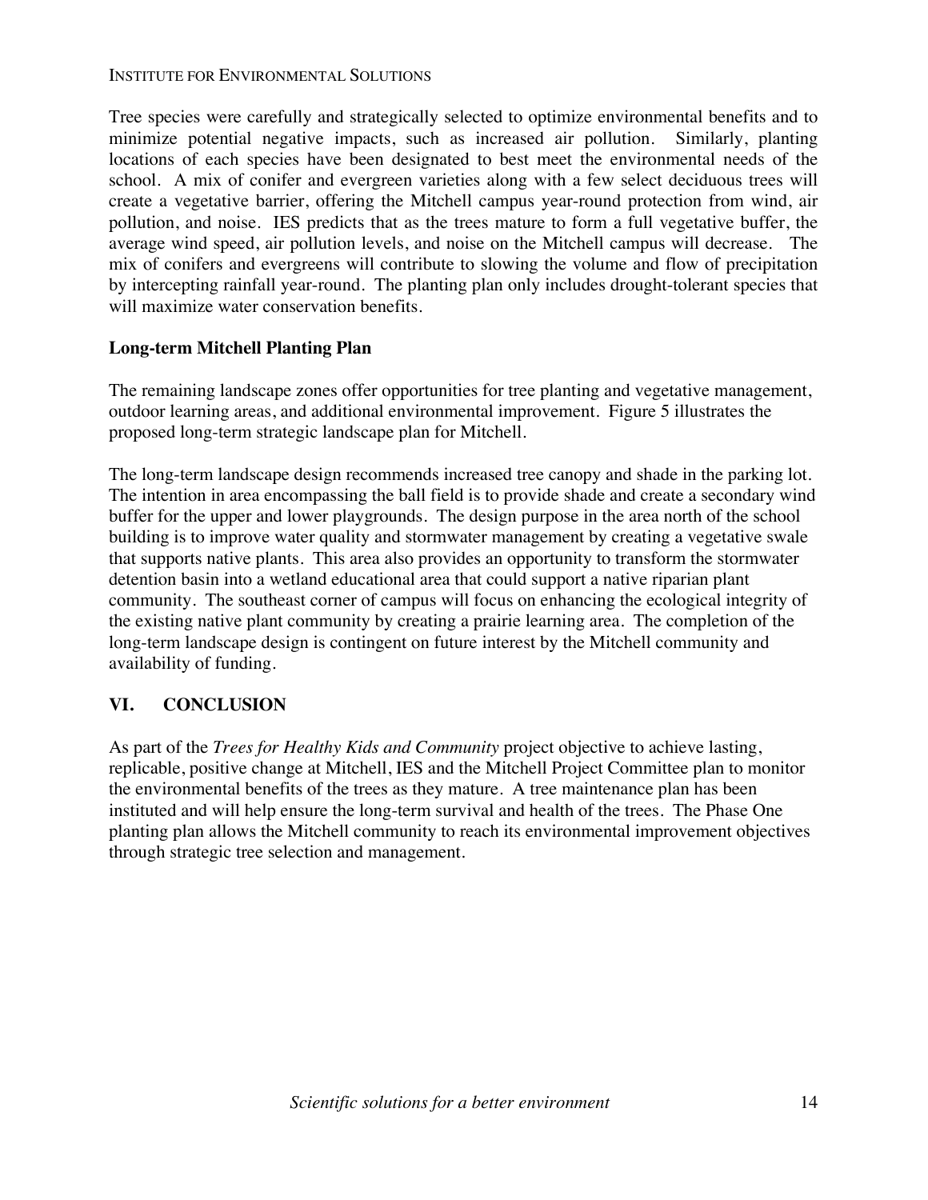Tree species were carefully and strategically selected to optimize environmental benefits and to minimize potential negative impacts, such as increased air pollution. Similarly, planting locations of each species have been designated to best meet the environmental needs of the school. A mix of conifer and evergreen varieties along with a few select deciduous trees will create a vegetative barrier, offering the Mitchell campus year-round protection from wind, air pollution, and noise. IES predicts that as the trees mature to form a full vegetative buffer, the average wind speed, air pollution levels, and noise on the Mitchell campus will decrease. The mix of conifers and evergreens will contribute to slowing the volume and flow of precipitation by intercepting rainfall year-round. The planting plan only includes drought-tolerant species that will maximize water conservation benefits.

**Long-term Mitchell Planting Plan**

The remaining landscape zones offer opportunities for tree planting and vegetative management, outdoor learning areas, and additional environmental improvement. Figure 5 illustrates the proposed long-term strategic landscape plan for Mitchell.

The long-term landscape design recommends increased tree canopy and shade in the parking lot. The intention in area encompassing the ball field is to provide shade and create a secondary wind buffer for the upper and lower playgrounds. The design purpose in the area north of the school building is to improve water quality and stormwater management by creating a vegetative swale that supports native plants. This area also provides an opportunity to transform the stormwater detention basin into a wetland educational area that could support a native riparian plant community. The southeast corner of campus will focus on enhancing the ecological integrity of the existing native plant community by creating a prairie learning area. The completion of the long-term landscape design is contingent on future interest by the Mitchell community and availability of funding.

## VI. CONCLUSION

As part of the *Trees for Healthy Kids and Community* project objective to achieve lasting, replicable, positive change at Mitchell, IES and the Mitchell Project Committee plan to monitor the environmental benefits of the trees as they mature. A tree maintenance plan has been instituted and will help ensure the long-term survival and health of the trees. The Phase One planting plan allows the Mitchell community to reach its environmental improvement objectives through strategic tree selection and management.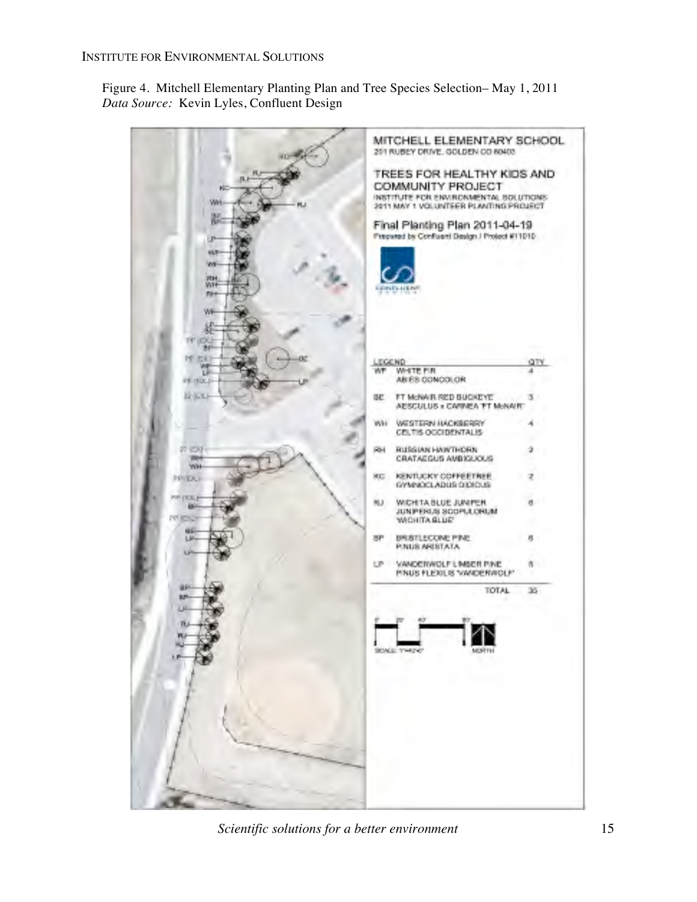Figure 4. Mitchell Elementary Planting Plan and Tree Species Selection– May 1, 2011
*Data Source:* Kevin Lyles, Confluent Design

MITCHELL ELEMENTARY SCHOOL
201 RUBEY DRIVE, GOLDEN CO 80403

TREES FOR HEALTHY KIDS AND COMMUNITY PROJECT
INSTITUTE FOR ENVIRONMENTAL SOLUTIONS
2011 MAY 1 VOLUNTEER PLANTING PROJECT

Final Planting Plan 2011-04-19
Prepared by Confluent Design / Project #11010

| LEGEND | | QTY |
|---|---|---|
| WF | WHITE FIR<br>ABIES CONCOLOR | 4 |
| BE | FT McNAIR RED BUCKEYE<br>AESCULUS x CARNEA 'FT McNAIR' | 3 |
| WH | WESTERN HACKBERRY<br>CELTIS OCCIDENTALIS | 4 |
| RH | RUSSIAN HAWTHORN<br>CRATAEGUS AMBIGUOUS | 2 |
| KC | KENTUCKY COFFEETREE<br>GYMNOCLADUS DIOICUS | 2 |
| RJ | WICHITA BLUE JUNIPER<br>JUNIPERUS SCOPULORUM 'WICHITA BLUE' | 6 |
| BP | BRISTLECONE PINE<br>PINUS ARISTATA | 6 |
| LP | VANDERWOLF LIMBER PINE<br>PINUS FLEXILIS 'VANDERWOLF' | 8 |
| | TOTAL | 35 |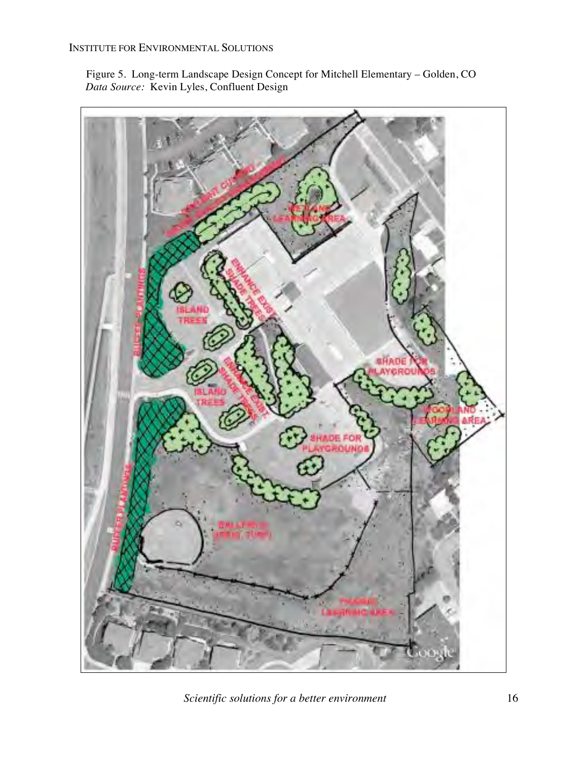Figure 5. Long-term Landscape Design Concept for Mitchell Elementary – Golden, CO
*Data Source:* Kevin Lyles, Confluent Design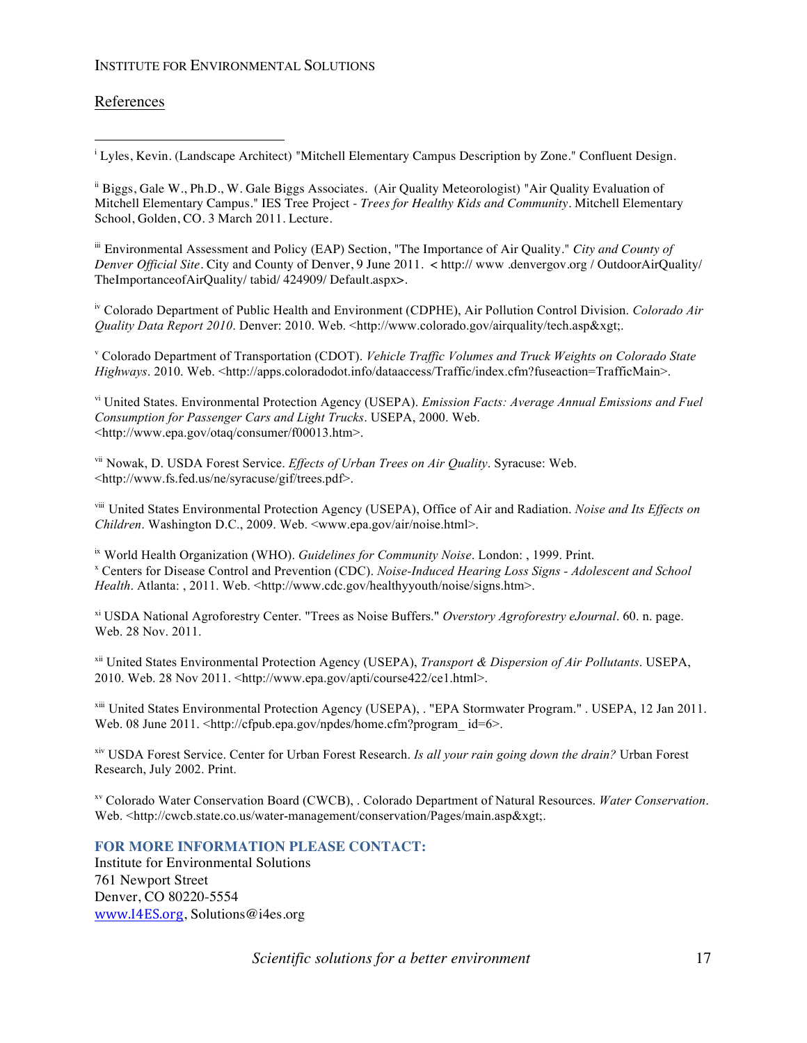## References

[i] Lyles, Kevin. (Landscape Architect) "Mitchell Elementary Campus Description by Zone." Confluent Design.

[ii] Biggs, Gale W., Ph.D., W. Gale Biggs Associates. (Air Quality Meteorologist) "Air Quality Evaluation of Mitchell Elementary Campus." IES Tree Project - *Trees for Healthy Kids and Community*. Mitchell Elementary School, Golden, CO. 3 March 2011. Lecture.

[iii] Environmental Assessment and Policy (EAP) Section, "The Importance of Air Quality." *City and County of Denver Official Site*. City and County of Denver, 9 June 2011. < http:// www .denvergov.org / OutdoorAirQuality/ TheImportanceofAirQuality/ tabid/ 424909/ Default.aspx>.

[iv] Colorado Department of Public Health and Environment (CDPHE), Air Pollution Control Division. *Colorado Air Quality Data Report 2010*. Denver: 2010. Web. <http://www.colorado.gov/airquality/tech.asp&xgt;.

[v] Colorado Department of Transportation (CDOT). *Vehicle Traffic Volumes and Truck Weights on Colorado State Highways*. 2010. Web. <http://apps.coloradodot.info/dataaccess/Traffic/index.cfm?fuseaction=TrafficMain>.

[vi] United States. Environmental Protection Agency (USEPA). *Emission Facts: Average Annual Emissions and Fuel Consumption for Passenger Cars and Light Trucks*. USEPA, 2000. Web. <http://www.epa.gov/otaq/consumer/f00013.htm>.

[vii] Nowak, D. USDA Forest Service. *Effects of Urban Trees on Air Quality*. Syracuse: Web. <http://www.fs.fed.us/ne/syracuse/gif/trees.pdf>.

[viii] United States Environmental Protection Agency (USEPA), Office of Air and Radiation. *Noise and Its Effects on Children*. Washington D.C., 2009. Web. <www.epa.gov/air/noise.html>.

[ix] World Health Organization (WHO). *Guidelines for Community Noise*. London: , 1999. Print.

[x] Centers for Disease Control and Prevention (CDC). *Noise-Induced Hearing Loss Signs - Adolescent and School Health*. Atlanta: , 2011. Web. <http://www.cdc.gov/healthyyouth/noise/signs.htm>.

[xi] USDA National Agroforestry Center. "Trees as Noise Buffers." *Overstory Agroforestry eJournal*. 60. n. page. Web. 28 Nov. 2011.

[xii] United States Environmental Protection Agency (USEPA), *Transport & Dispersion of Air Pollutants*. USEPA, 2010. Web. 28 Nov 2011. <http://www.epa.gov/apti/course422/ce1.html>.

[xiii] United States Environmental Protection Agency (USEPA), . "EPA Stormwater Program." . USEPA, 12 Jan 2011. Web. 08 June 2011. <http://cfpub.epa.gov/npdes/home.cfm?program_ id=6>.

[xiv] USDA Forest Service. Center for Urban Forest Research. *Is all your rain going down the drain?* Urban Forest Research, July 2002. Print.

[xv] Colorado Water Conservation Board (CWCB), . Colorado Department of Natural Resources. *Water Conservation*. Web. <http://cwcb.state.co.us/water-management/conservation/Pages/main.asp&xgt;.

**FOR MORE INFORMATION PLEASE CONTACT:**

Institute for Environmental Solutions
761 Newport Street
Denver, CO 80220-5554
www.I4ES.org, Solutions@i4es.org

*Scientific solutions for a better environment*